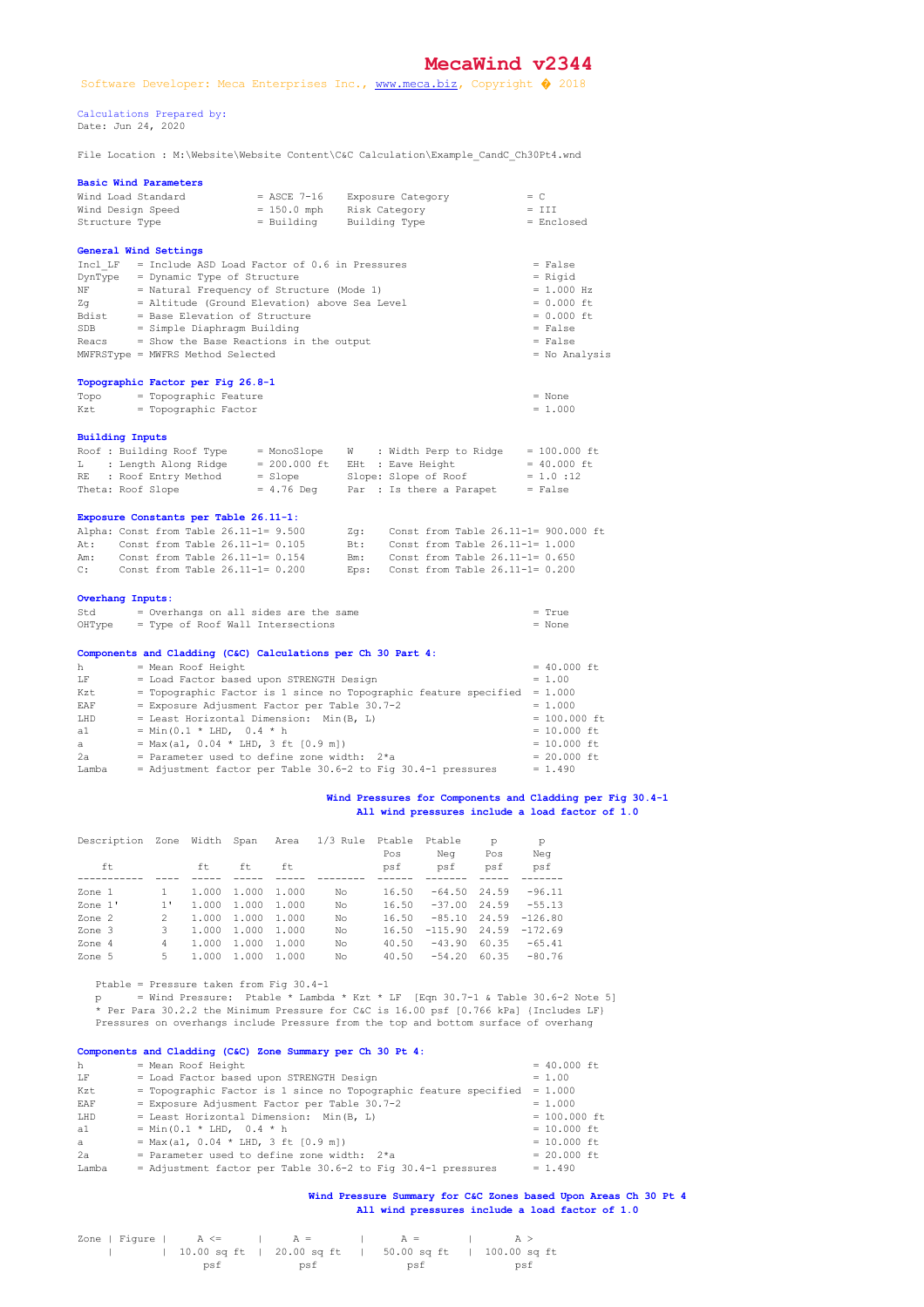# MecaWind v2344

Software Developer: Meca Enterprises Inc., www.meca.biz, Copyright � 2018

Calculations Prepared by:
Date: Jun 24, 2020

File Location : M:\Website\Website Content\C&C Calculation\Example_CandC_Ch30Pt4.wnd

**Basic Wind Parameters**

```
Wind Load Standard          = ASCE 7-16     Exposure Category           = C
Wind Design Speed           = 150.0 mph     Risk Category               = III
Structure Type              = Building      Building Type               = Enclosed
```

**General Wind Settings**

```
Incl_LF   = Include ASD Load Factor of 0.6 in Pressures                 = False
DynType   = Dynamic Type of Structure                                   = Rigid
NF        = Natural Frequency of Structure (Mode 1)                     = 1.000 Hz
Zg        = Altitude (Ground Elevation) above Sea Level                 = 0.000 ft
Bdist     = Base Elevation of Structure                                 = 0.000 ft
SDB       = Simple Diaphragm Building                                   = False
Reacs     = Show the Base Reactions in the output                       = False
MWFRSType = MWFRS Method Selected                                       = No Analysis
```

**Topographic Factor per Fig 26.8-1**

```
Topo      = Topographic Feature                                         = None
Kzt       = Topographic Factor                                          = 1.000
```

**Building Inputs**

```
Roof : Building Roof Type     = MonoSlope    W    : Width Perp to Ridge    = 100.000 ft
L    : Length Along Ridge     = 200.000 ft   EHt  : Eave Height            = 40.000 ft
RE   : Roof Entry Method      = Slope        Slope: Slope of Roof          = 1.0 :12
Theta: Roof Slope             = 4.76 Deg     Par  : Is there a Parapet     = False
```

**Exposure Constants per Table 26.11-1:**

```
Alpha: Const from Table 26.11-1= 9.500       Zg:   Const from Table 26.11-1= 900.000 ft
At:    Const from Table 26.11-1= 0.105       Bt:   Const from Table 26.11-1= 1.000
Am:    Const from Table 26.11-1= 0.154       Bm:   Const from Table 26.11-1= 0.650
C:     Const from Table 26.11-1= 0.200       Eps:  Const from Table 26.11-1= 0.200
```

**Overhang Inputs:**

```
Std       = Overhangs on all sides are the same                         = True
OHType    = Type of Roof Wall Intersections                             = None
```

**Components and Cladding (C&C) Calculations per Ch 30 Part 4:**

```
h         = Mean Roof Height                                            = 40.000 ft
LF        = Load Factor based upon STRENGTH Design                      = 1.00
Kzt       = Topographic Factor is 1 since no Topographic feature specified  = 1.000
EAF       = Exposure Adjustment Factor per Table 30.7-2                 = 1.000
LHD       = Least Horizontal Dimension:  Min(B, L)                      = 100.000 ft
a1        = Min(0.1 * LHD,  0.4 * h                                     = 10.000 ft
a         = Max(a1, 0.04 * LHD, 3 ft [0.9 m])                           = 10.000 ft
2a        = Parameter used to define zone width:  2*a                   = 20.000 ft
Lamba     = Adjustment factor per Table 30.6-2 to Fig 30.4-1 pressures  = 1.490
```

**Wind Pressures for Components and Cladding per Fig 30.4-1**
**All wind pressures include a load factor of 1.0**

| Description | Zone | Width | Span | Area | 1/3 Rule | Ptable Pos | Ptable Neg | p Pos | p Neg |
|---|---|---|---|---|---|---|---|---|---|
| ft | | ft | ft | ft | | psf | psf | psf | psf |
| Zone 1 | 1 | 1.000 | 1.000 | 1.000 | No | 16.50 | -64.50 | 24.59 | -96.11 |
| Zone 1' | 1' | 1.000 | 1.000 | 1.000 | No | 16.50 | -37.00 | 24.59 | -55.13 |
| Zone 2 | 2 | 1.000 | 1.000 | 1.000 | No | 16.50 | -85.10 | 24.59 | -126.80 |
| Zone 3 | 3 | 1.000 | 1.000 | 1.000 | No | 16.50 | -115.90 | 24.59 | -172.69 |
| Zone 4 | 4 | 1.000 | 1.000 | 1.000 | No | 40.50 | -43.90 | 60.35 | -65.41 |
| Zone 5 | 5 | 1.000 | 1.000 | 1.000 | No | 40.50 | -54.20 | 60.35 | -80.76 |

```
Ptable = Pressure taken from Fig 30.4-1
p      = Wind Pressure:  Ptable * Lambda * Kzt * LF  [Eqn 30.7-1 & Table 30.6-2 Note 5]
* Per Para 30.2.2 the Minimum Pressure for C&C is 16.00 psf [0.766 kPa] (Includes LF)
Pressures on overhangs include Pressure from the top and bottom surface of overhang
```

**Components and Cladding (C&C) Zone Summary per Ch 30 Pt 4:**

```
h         = Mean Roof Height                                            = 40.000 ft
LF        = Load Factor based upon STRENGTH Design                      = 1.00
Kzt       = Topographic Factor is 1 since no Topographic feature specified  = 1.000
EAF       = Exposure Adjustment Factor per Table 30.7-2                 = 1.000
LHD       = Least Horizontal Dimension:  Min(B, L)                      = 100.000 ft
a1        = Min(0.1 * LHD,  0.4 * h                                     = 10.000 ft
a         = Max(a1, 0.04 * LHD, 3 ft [0.9 m])                           = 10.000 ft
2a        = Parameter used to define zone width:  2*a                   = 20.000 ft
Lamba     = Adjustment factor per Table 30.6-2 to Fig 30.4-1 pressures  = 1.490
```

**Wind Pressure Summary for C&C Zones based Upon Areas Ch 30 Pt 4**
**All wind pressures include a load factor of 1.0**

| Zone | Figure | A <= 10.00 sq ft | A = 20.00 sq ft | A = 50.00 sq ft | A > 100.00 sq ft |
|---|---|---|---|---|---|
| | | psf | psf | psf | psf |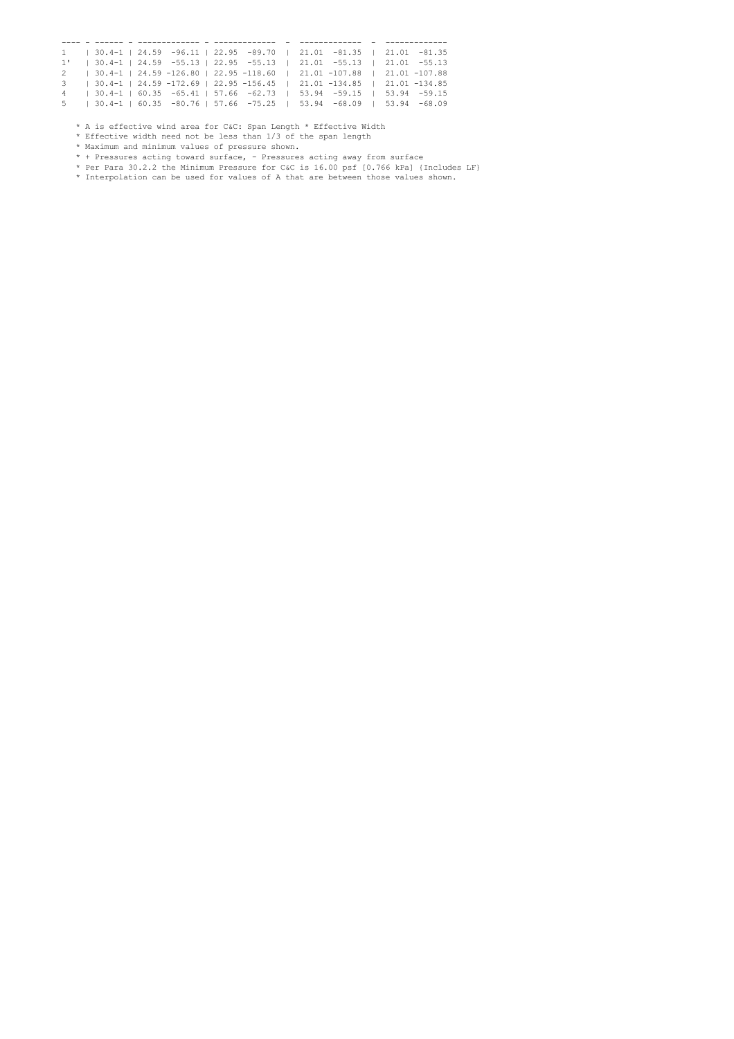| | | | | | | | | | | |
|---|---|---|---|---|---|---|---|---|---|---|
| 1 | 30.4-1 | 24.59 | -96.11 | 22.95 | -89.70 | 21.01 | -81.35 | 21.01 | -81.35 |
| 1' | 30.4-1 | 24.59 | -55.13 | 22.95 | -55.13 | 21.01 | -55.13 | 21.01 | -55.13 |
| 2 | 30.4-1 | 24.59 | -126.80 | 22.95 | -118.60 | 21.01 | -107.88 | 21.01 | -107.88 |
| 3 | 30.4-1 | 24.59 | -172.69 | 22.95 | -156.45 | 21.01 | -134.85 | 21.01 | -134.85 |
| 4 | 30.4-1 | 60.35 | -65.41 | 57.66 | -62.73 | 53.94 | -59.15 | 53.94 | -59.15 |
| 5 | 30.4-1 | 60.35 | -80.76 | 57.66 | -75.25 | 53.94 | -68.09 | 53.94 | -68.09 |

* A is effective wind area for C&C: Span Length * Effective Width
* Effective width need not be less than 1/3 of the span length
* Maximum and minimum values of pressure shown.
* + Pressures acting toward surface, - Pressures acting away from surface
* Per Para 30.2.2 the Minimum Pressure for C&C is 16.00 psf [0.766 kPa] {Includes LF}
* Interpolation can be used for values of A that are between those values shown.